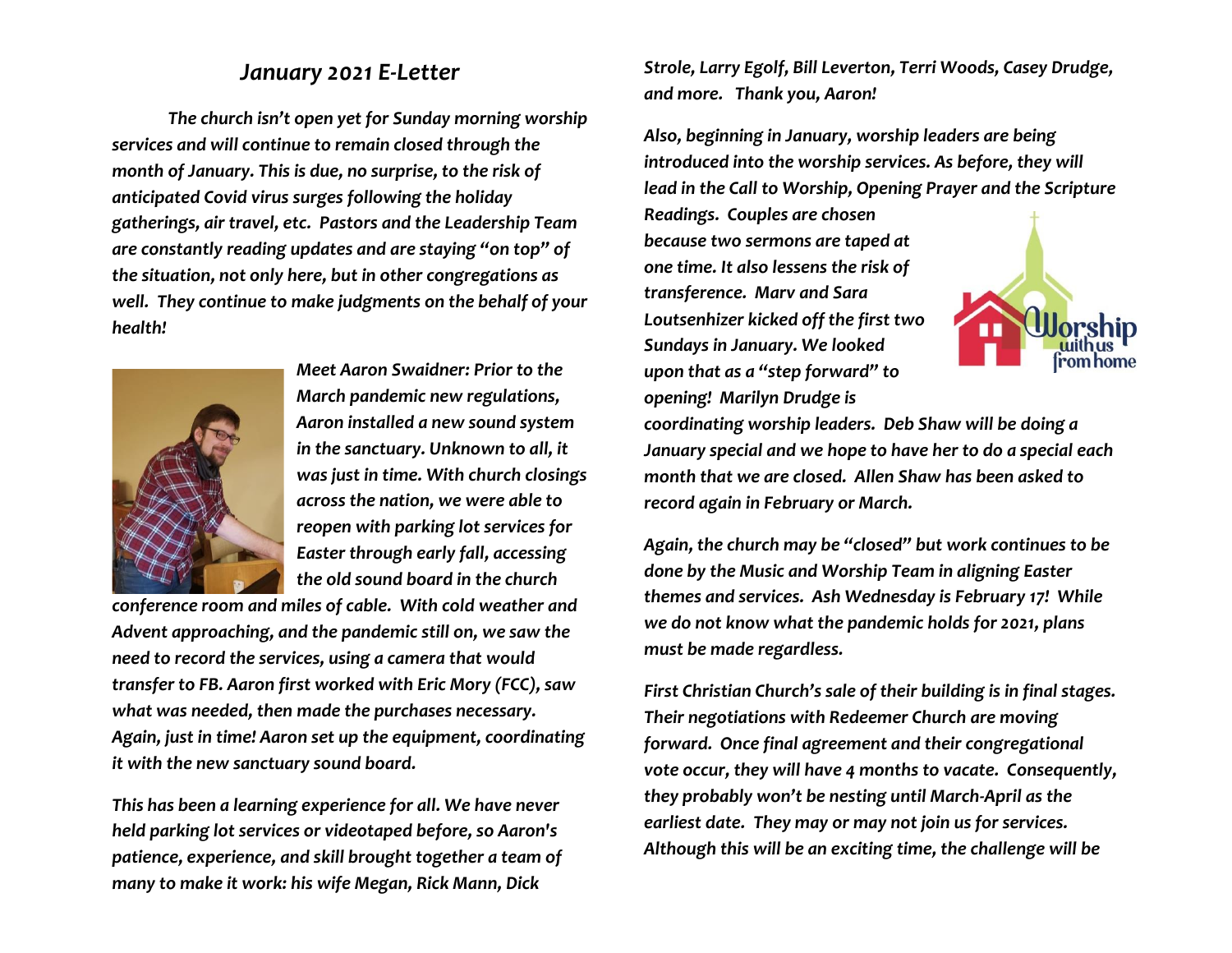# *January 2021 E-Letter*

***The church isn't open yet for Sunday morning worship services and will continue to remain closed through the month of January. This is due, no surprise, to the risk of anticipated Covid virus surges following the holiday gatherings, air travel, etc. Pastors and the Leadership Team are constantly reading updates and are staying "on top" of the situation, not only here, but in other congregations as well. They continue to make judgments on the behalf of your health!***

***Meet Aaron Swaidner: Prior to the March pandemic new regulations, Aaron installed a new sound system in the sanctuary. Unknown to all, it was just in time. With church closings across the nation, we were able to reopen with parking lot services for Easter through early fall, accessing the old sound board in the church conference room and miles of cable. With cold weather and Advent approaching, and the pandemic still on, we saw the need to record the services, using a camera that would transfer to FB. Aaron first worked with Eric Mory (FCC), saw what was needed, then made the purchases necessary. Again, just in time! Aaron set up the equipment, coordinating it with the new sanctuary sound board.***

***This has been a learning experience for all. We have never held parking lot services or videotaped before, so Aaron's patience, experience, and skill brought together a team of many to make it work: his wife Megan, Rick Mann, Dick Strole, Larry Egolf, Bill Leverton, Terri Woods, Casey Drudge, and more. Thank you, Aaron!***

***Also, beginning in January, worship leaders are being introduced into the worship services. As before, they will lead in the Call to Worship, Opening Prayer and the Scripture Readings. Couples are chosen because two sermons are taped at one time. It also lessens the risk of transference. Marv and Sara Loutsenhizer kicked off the first two Sundays in January. We looked upon that as a "step forward" to opening! Marilyn Drudge is coordinating worship leaders. Deb Shaw will be doing a January special and we hope to have her to do a special each month that we are closed. Allen Shaw has been asked to record again in February or March.***

***Again, the church may be "closed" but work continues to be done by the Music and Worship Team in aligning Easter themes and services. Ash Wednesday is February 17! While we do not know what the pandemic holds for 2021, plans must be made regardless.***

***First Christian Church's sale of their building is in final stages. Their negotiations with Redeemer Church are moving forward. Once final agreement and their congregational vote occur, they will have 4 months to vacate. Consequently, they probably won't be nesting until March-April as the earliest date. They may or may not join us for services. Although this will be an exciting time, the challenge will be***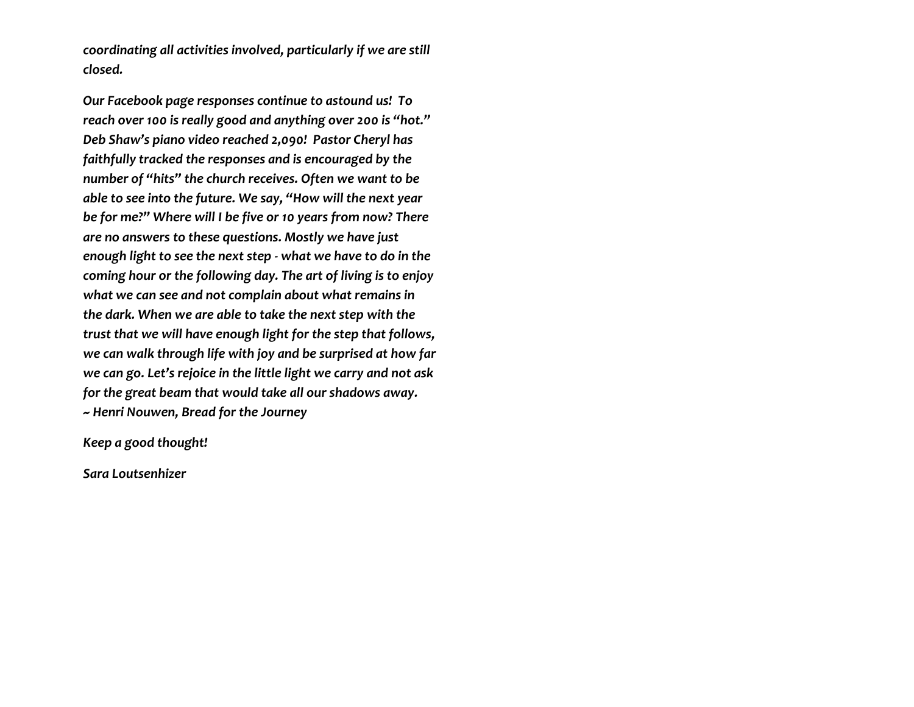*coordinating all activities involved, particularly if we are still closed.*

*Our Facebook page responses continue to astound us!  To reach over 100 is really good and anything over 200 is "hot." Deb Shaw's piano video reached 2,090!  Pastor Cheryl has faithfully tracked the responses and is encouraged by the number of "hits" the church receives. Often we want to be able to see into the future. We say, "How will the next year be for me?" Where will I be five or 10 years from now? There are no answers to these questions. Mostly we have just enough light to see the next step - what we have to do in the coming hour or the following day. The art of living is to enjoy what we can see and not complain about what remains in the dark. When we are able to take the next step with the trust that we will have enough light for the step that follows, we can walk through life with joy and be surprised at how far we can go. Let's rejoice in the little light we carry and not ask for the great beam that would take all our shadows away.*
*~ Henri Nouwen, Bread for the Journey*

*Keep a good thought!*

*Sara Loutsenhizer*